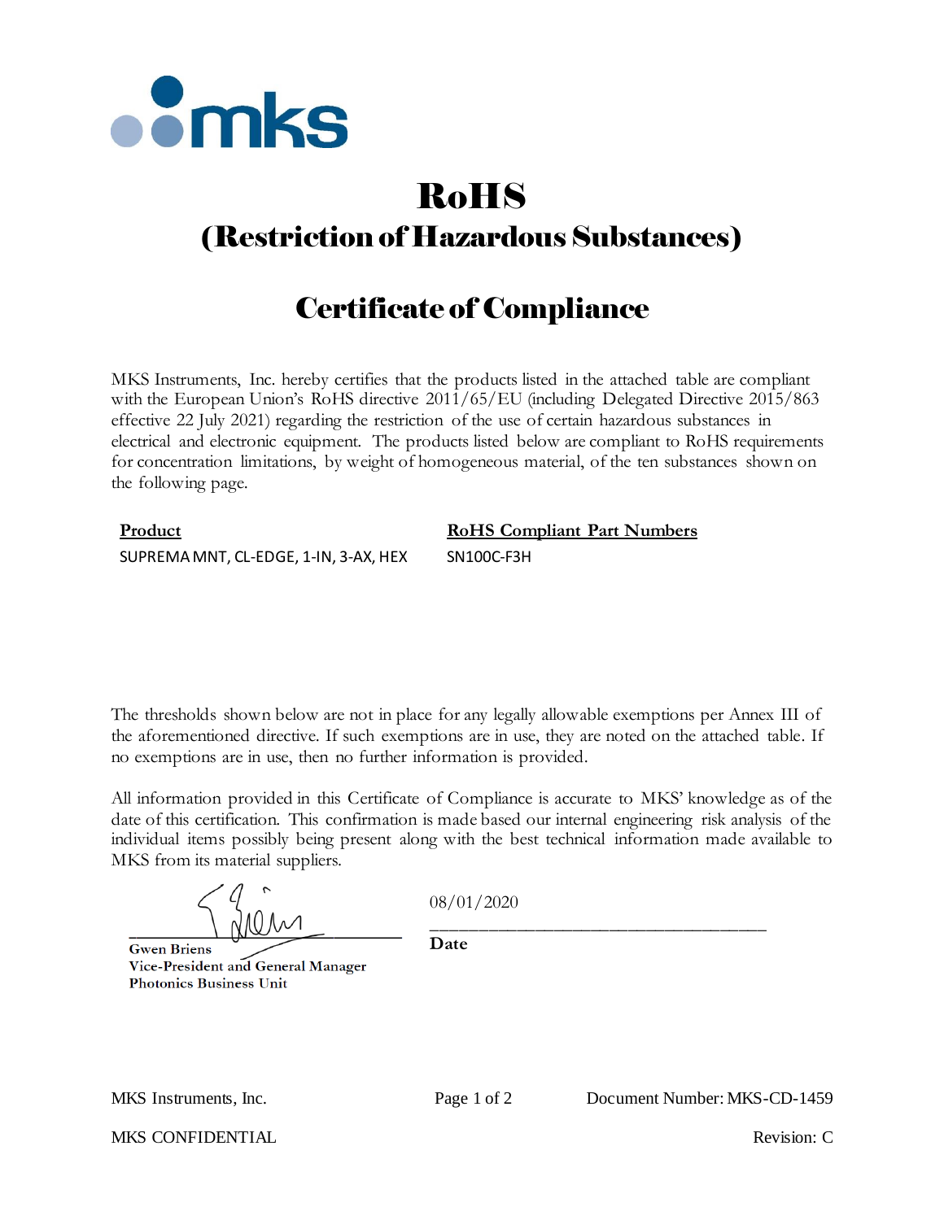mks

# RoHS
## (Restriction of Hazardous Substances)

## Certificate of Compliance

MKS Instruments, Inc. hereby certifies that the products listed in the attached table are compliant with the European Union's RoHS directive 2011/65/EU (including Delegated Directive 2015/863 effective 22 July 2021) regarding the restriction of the use of certain hazardous substances in electrical and electronic equipment. The products listed below are compliant to RoHS requirements for concentration limitations, by weight of homogeneous material, of the ten substances shown on the following page.

| Product | RoHS Compliant Part Numbers |
| --- | --- |
| SUPREMA MNT, CL-EDGE, 1-IN, 3-AX, HEX | SN100C-F3H |

The thresholds shown below are not in place for any legally allowable exemptions per Annex III of the aforementioned directive. If such exemptions are in use, they are noted on the attached table. If no exemptions are in use, then no further information is provided.

All information provided in this Certificate of Compliance is accurate to MKS' knowledge as of the date of this certification. This confirmation is made based our internal engineering risk analysis of the individual items possibly being present along with the best technical information made available to MKS from its material suppliers.

**Gwen Briens**
**Vice-President and General Manager**
**Photonics Business Unit**

08/01/2020
**Date**

MKS Instruments, Inc. Document Number: MKS-CD-1459

MKS CONFIDENTIAL Revision: C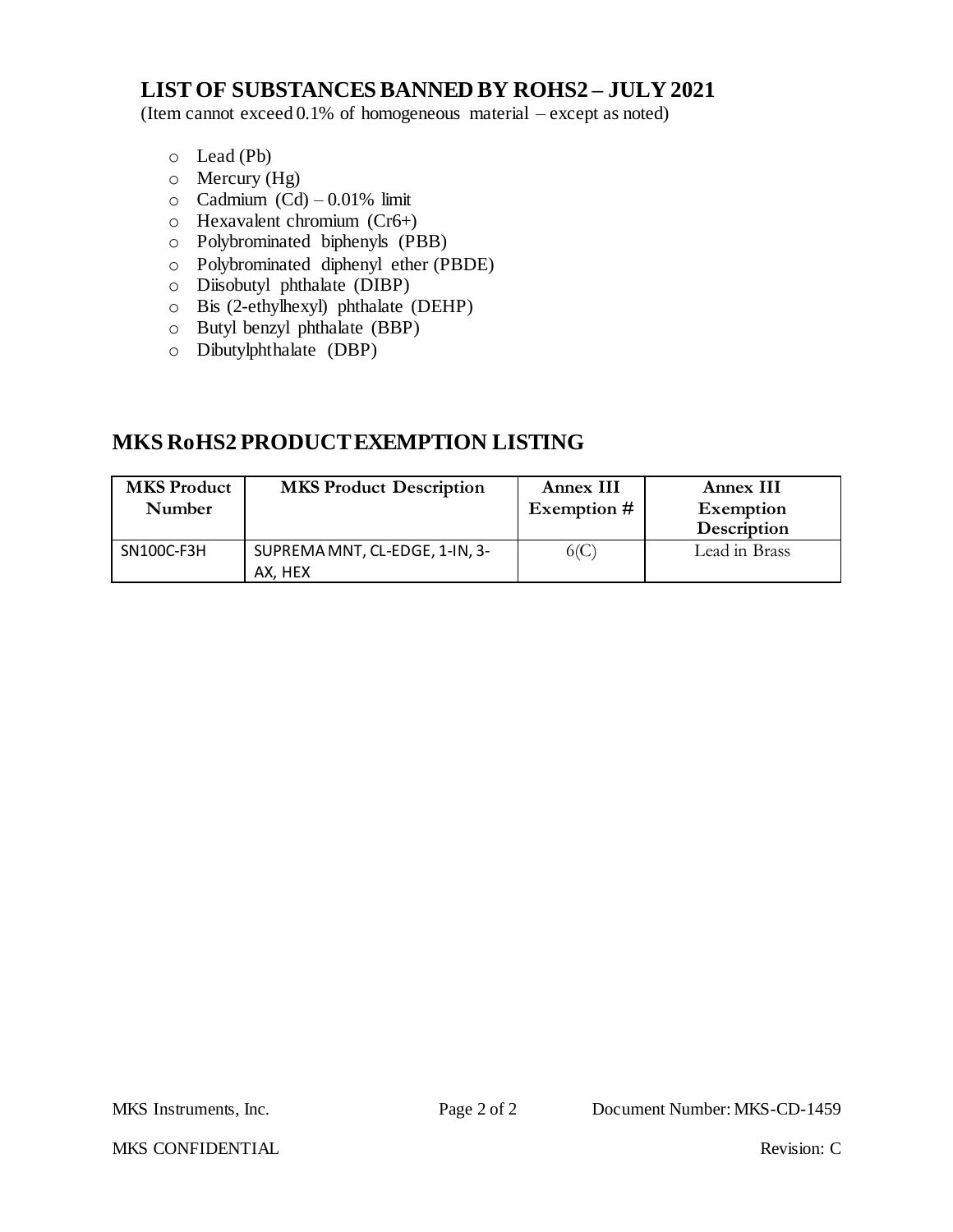## LIST OF SUBSTANCES BANNED BY ROHS2 – JULY 2021

(Item cannot exceed 0.1% of homogeneous material – except as noted)

- Lead (Pb)
- Mercury (Hg)
- Cadmium (Cd) – 0.01% limit
- Hexavalent chromium ($Cr^{6+}$)
- Polybrominated biphenyls (PBB)
- Polybrominated diphenyl ether (PBDE)
- Diisobutyl phthalate (DIBP)
- Bis (2-ethylhexyl) phthalate (DEHP)
- Butyl benzyl phthalate (BBP)
- Dibutylphthalate (DBP)

## MKS RoHS2 PRODUCT EXEMPTION LISTING

| MKS Product Number | MKS Product Description | Annex III Exemption # | Annex III Exemption Description |
|---|---|---|---|
| SN100C-F3H | SUPREMA MNT, CL-EDGE, 1-IN, 3-AX, HEX | 6(C) | Lead in Brass |

MKS Instruments, Inc. Document Number: MKS-CD-1459

MKS CONFIDENTIAL Revision: C